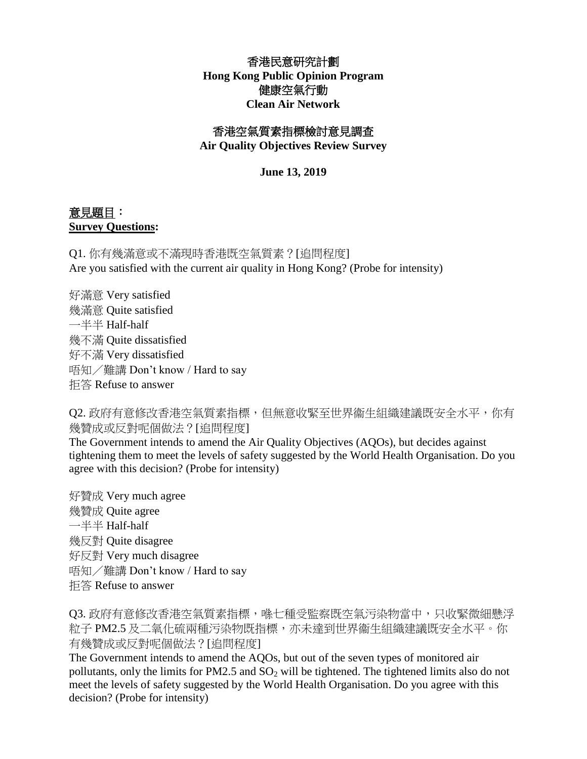# 香港民意研究計劃
# Hong Kong Public Opinion Program
# 健康空氣行動
# Clean Air Network

## 香港空氣質素指標檢討意見調查
## Air Quality Objectives Review Survey

**June 13, 2019**

## 意見題目：
## Survey Questions:

Q1. 你有幾滿意或不滿現時香港既空氣質素？[追問程度]
Are you satisfied with the current air quality in Hong Kong? (Probe for intensity)

好滿意 Very satisfied
幾滿意 Quite satisfied
一半半 Half-half
幾不滿 Quite dissatisfied
好不滿 Very dissatisfied
唔知／難講 Don't know / Hard to say
拒答 Refuse to answer

Q2. 政府有意修改香港空氣質素指標，但無意收緊至世界衞生組織建議既安全水平，你有幾贊成或反對呢個做法？[追問程度]
The Government intends to amend the Air Quality Objectives (AQOs), but decides against tightening them to meet the levels of safety suggested by the World Health Organisation. Do you agree with this decision? (Probe for intensity)

好贊成 Very much agree
幾贊成 Quite agree
一半半 Half-half
幾反對 Quite disagree
好反對 Very much disagree
唔知／難講 Don't know / Hard to say
拒答 Refuse to answer

Q3. 政府有意修改香港空氣質素指標，喺七種受監察既空氣污染物當中，只收緊微細懸浮粒子 PM2.5 及二氧化硫兩種污染物既指標，亦未達到世界衞生組織建議既安全水平。你有幾贊成或反對呢個做法？[追問程度]
The Government intends to amend the AQOs, but out of the seven types of monitored air pollutants, only the limits for PM2.5 and $SO_2$ will be tightened. The tightened limits also do not meet the levels of safety suggested by the World Health Organisation. Do you agree with this decision? (Probe for intensity)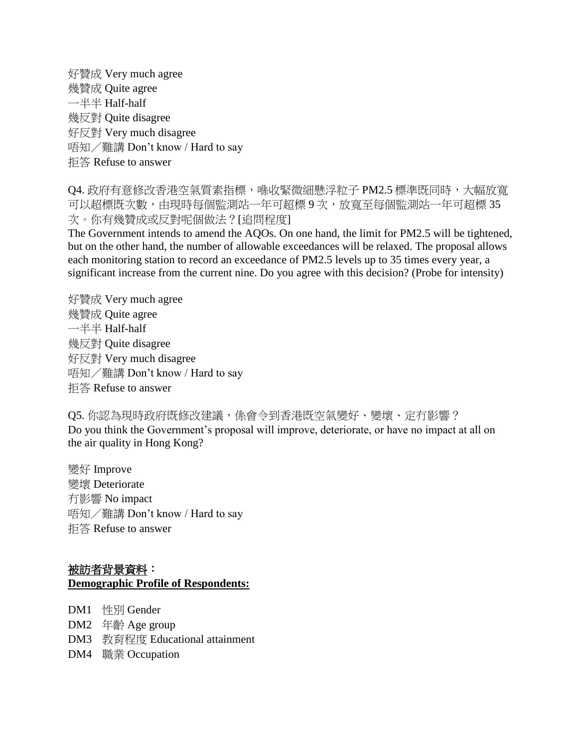好贊成 Very much agree
幾贊成 Quite agree
一半半 Half-half
幾反對 Quite disagree
好反對 Very much disagree
唔知／難講 Don't know / Hard to say
拒答 Refuse to answer

Q4. 政府有意修改香港空氣質素指標，喺收緊微細懸浮粒子 PM2.5 標準既同時，大幅放寬可以超標既次數，由現時每個監測站一年可超標 9 次，放寬至每個監測站一年可超標 35 次。你有幾贊成或反對呢個做法？[追問程度]
The Government intends to amend the AQOs. On one hand, the limit for PM2.5 will be tightened, but on the other hand, the number of allowable exceedances will be relaxed. The proposal allows each monitoring station to record an exceedance of PM2.5 levels up to 35 times every year, a significant increase from the current nine. Do you agree with this decision? (Probe for intensity)

好贊成 Very much agree
幾贊成 Quite agree
一半半 Half-half
幾反對 Quite disagree
好反對 Very much disagree
唔知／難講 Don't know / Hard to say
拒答 Refuse to answer

Q5. 你認為現時政府既修改建議，係會令到香港既空氣變好、變壞、定冇影響？
Do you think the Government's proposal will improve, deteriorate, or have no impact at all on the air quality in Hong Kong?

變好 Improve
變壞 Deteriorate
冇影響 No impact
唔知／難講 Don't know / Hard to say
拒答 Refuse to answer

**被訪者背景資料：**
**Demographic Profile of Respondents:**

DM1 性別 Gender
DM2 年齡 Age group
DM3 教育程度 Educational attainment
DM4 職業 Occupation